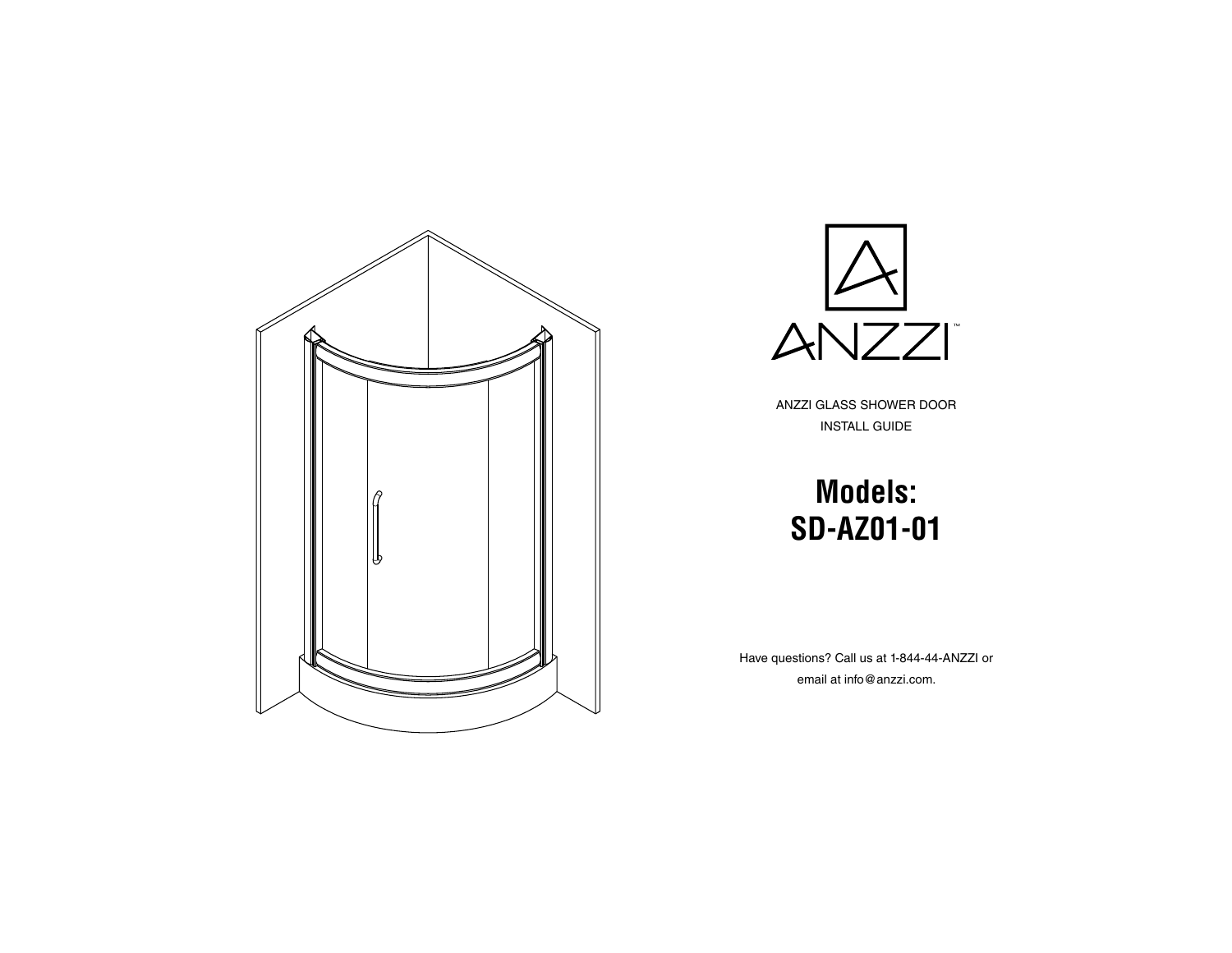ANZZI™

ANZZI GLASS SHOWER DOOR
INSTALL GUIDE

# Models:
# SD-AZ01-01

Have questions? Call us at 1-844-44-ANZZI or
email at info@anzzi.com.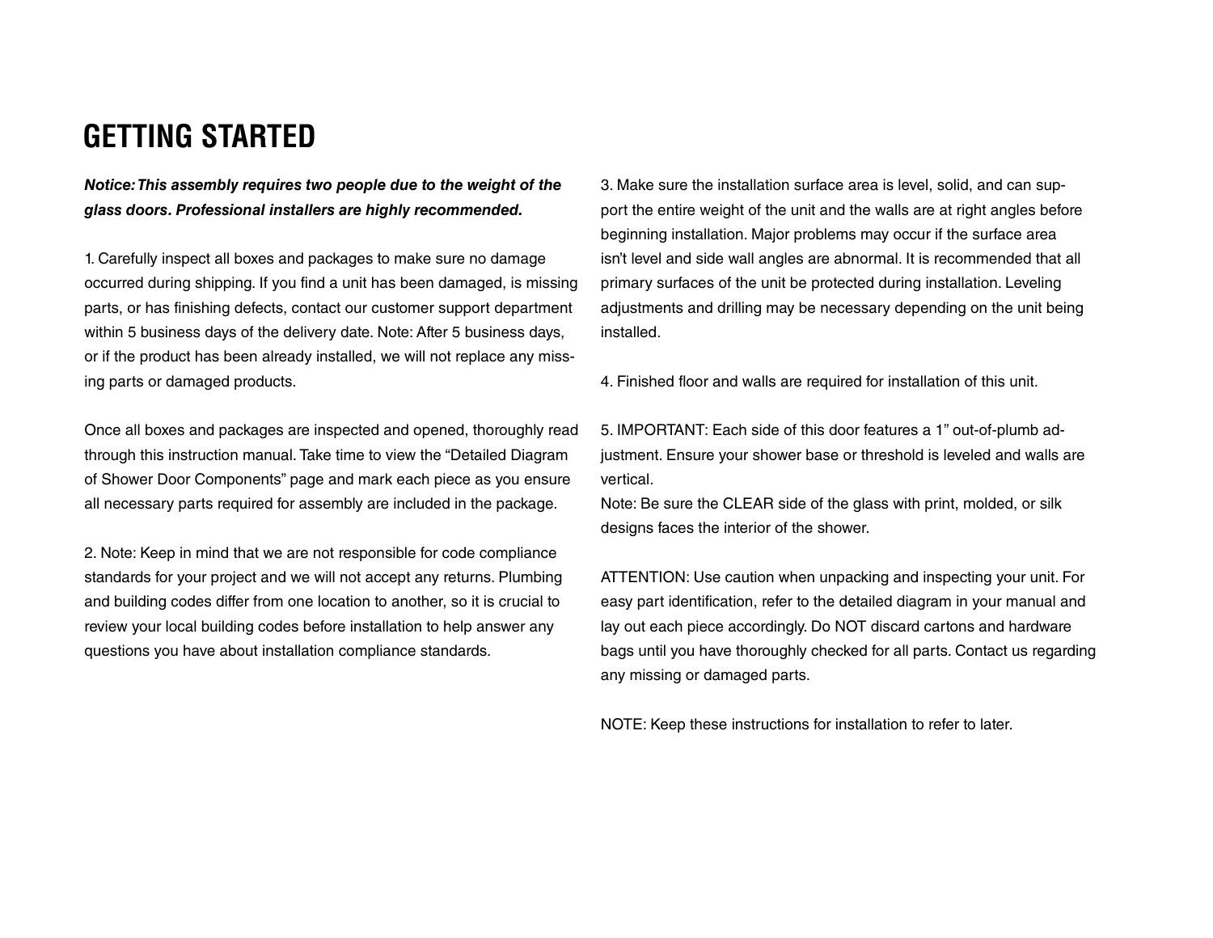# GETTING STARTED

***Notice: This assembly requires two people due to the weight of the glass doors. Professional installers are highly recommended.***

1. Carefully inspect all boxes and packages to make sure no damage occurred during shipping. If you find a unit has been damaged, is missing parts, or has finishing defects, contact our customer support department within 5 business days of the delivery date. Note: After 5 business days, or if the product has been already installed, we will not replace any missing parts or damaged products.

Once all boxes and packages are inspected and opened, thoroughly read through this instruction manual. Take time to view the "Detailed Diagram of Shower Door Components" page and mark each piece as you ensure all necessary parts required for assembly are included in the package.

2. Note: Keep in mind that we are not responsible for code compliance standards for your project and we will not accept any returns. Plumbing and building codes differ from one location to another, so it is crucial to review your local building codes before installation to help answer any questions you have about installation compliance standards.

3. Make sure the installation surface area is level, solid, and can support the entire weight of the unit and the walls are at right angles before beginning installation. Major problems may occur if the surface area isn't level and side wall angles are abnormal. It is recommended that all primary surfaces of the unit be protected during installation. Leveling adjustments and drilling may be necessary depending on the unit being installed.

4. Finished floor and walls are required for installation of this unit.

5. IMPORTANT: Each side of this door features a 1" out-of-plumb adjustment. Ensure your shower base or threshold is leveled and walls are vertical.
Note: Be sure the CLEAR side of the glass with print, molded, or silk designs faces the interior of the shower.

ATTENTION: Use caution when unpacking and inspecting your unit. For easy part identification, refer to the detailed diagram in your manual and lay out each piece accordingly. Do NOT discard cartons and hardware bags until you have thoroughly checked for all parts. Contact us regarding any missing or damaged parts.

NOTE: Keep these instructions for installation to refer to later.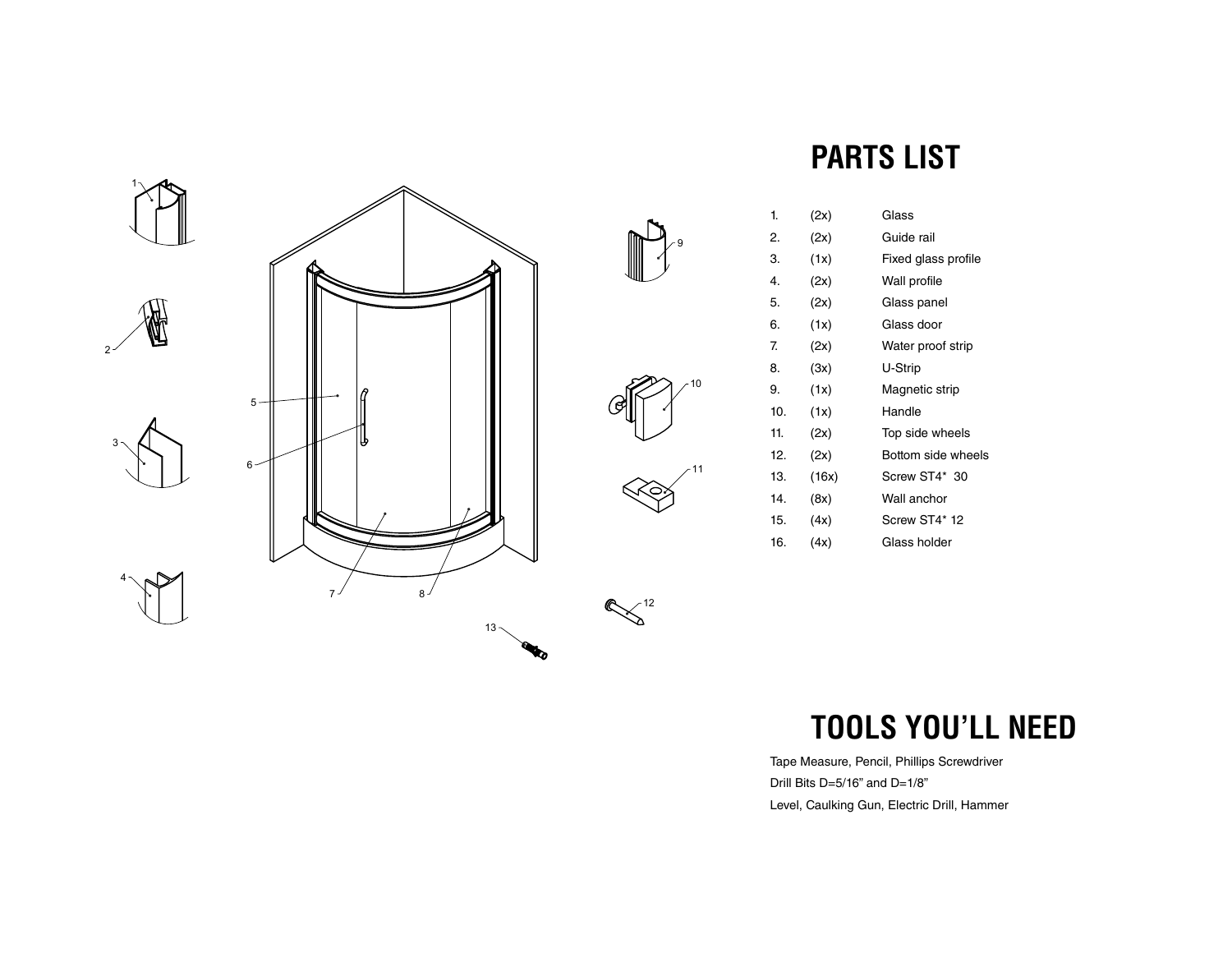## PARTS LIST

| | | |
|---|---|---|
| 1. | (2x) | Glass |
| 2. | (2x) | Guide rail |
| 3. | (1x) | Fixed glass profile |
| 4. | (2x) | Wall profile |
| 5. | (2x) | Glass panel |
| 6. | (1x) | Glass door |
| 7. | (2x) | Water proof strip |
| 8. | (3x) | U-Strip |
| 9. | (1x) | Magnetic strip |
| 10. | (1x) | Handle |
| 11. | (2x) | Top side wheels |
| 12. | (2x) | Bottom side wheels |
| 13. | (16x) | Screw ST4* 30 |
| 14. | (8x) | Wall anchor |
| 15. | (4x) | Screw ST4* 12 |
| 16. | (4x) | Glass holder |

## TOOLS YOU'LL NEED

Tape Measure, Pencil, Phillips Screwdriver

Drill Bits D=5/16" and D=1/8"

Level, Caulking Gun, Electric Drill, Hammer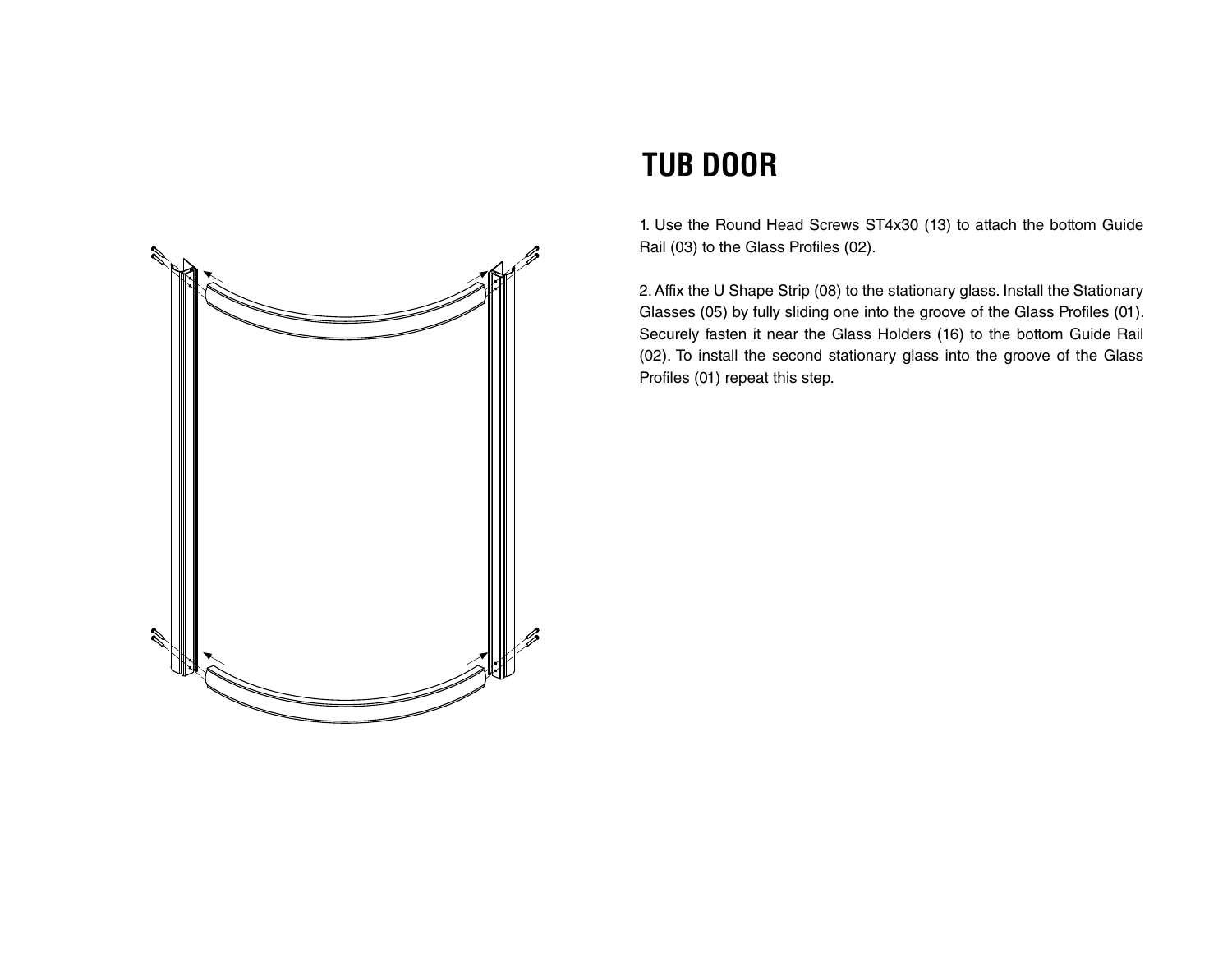# TUB DOOR

1. Use the Round Head Screws ST4x30 (13) to attach the bottom Guide Rail (03) to the Glass Profiles (02).

2. Affix the U Shape Strip (08) to the stationary glass. Install the Stationary Glasses (05) by fully sliding one into the groove of the Glass Profiles (01). Securely fasten it near the Glass Holders (16) to the bottom Guide Rail (02). To install the second stationary glass into the groove of the Glass Profiles (01) repeat this step.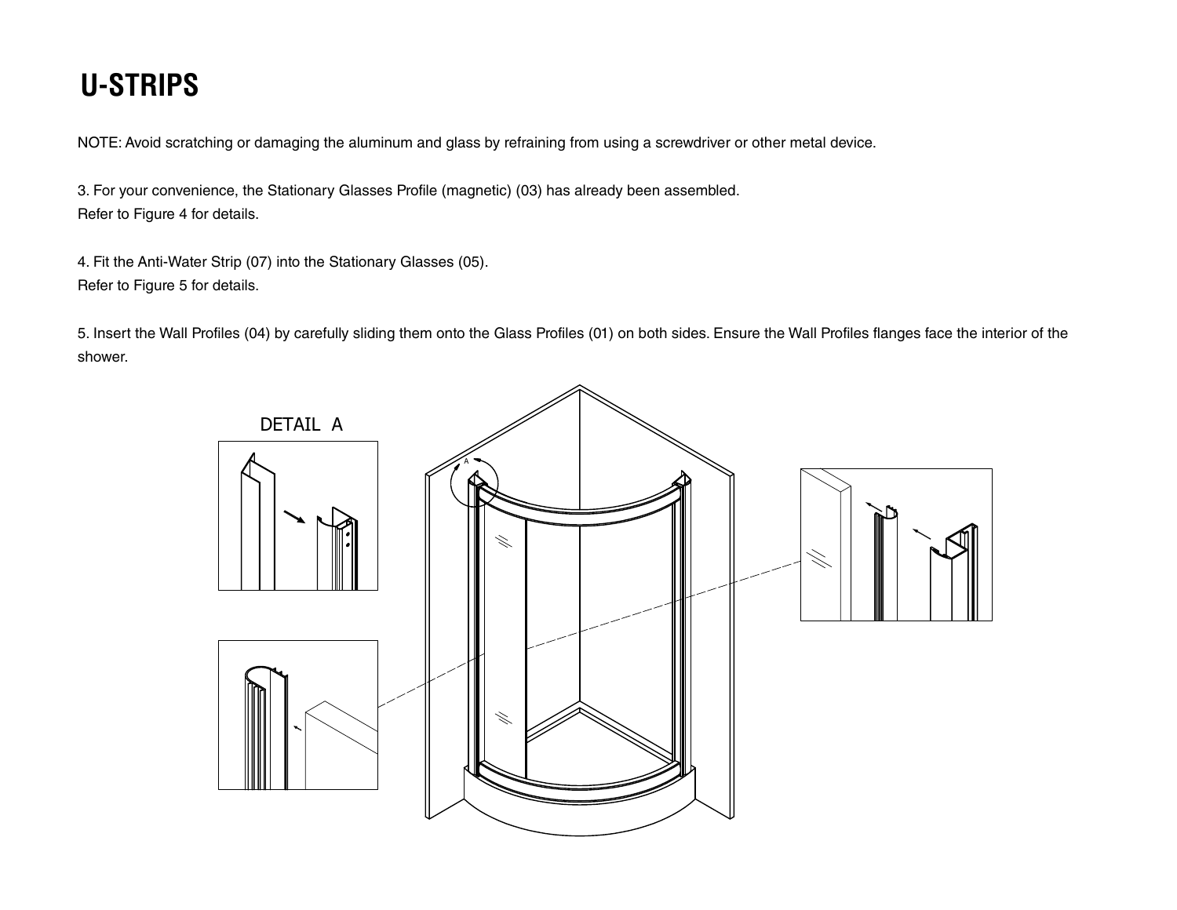# U-STRIPS

NOTE: Avoid scratching or damaging the aluminum and glass by refraining from using a screwdriver or other metal device.

3. For your convenience, the Stationary Glasses Profile (magnetic) (03) has already been assembled.
Refer to Figure 4 for details.

4. Fit the Anti-Water Strip (07) into the Stationary Glasses (05).
Refer to Figure 5 for details.

5. Insert the Wall Profiles (04) by carefully sliding them onto the Glass Profiles (01) on both sides. Ensure the Wall Profiles flanges face the interior of the shower.

DETAIL A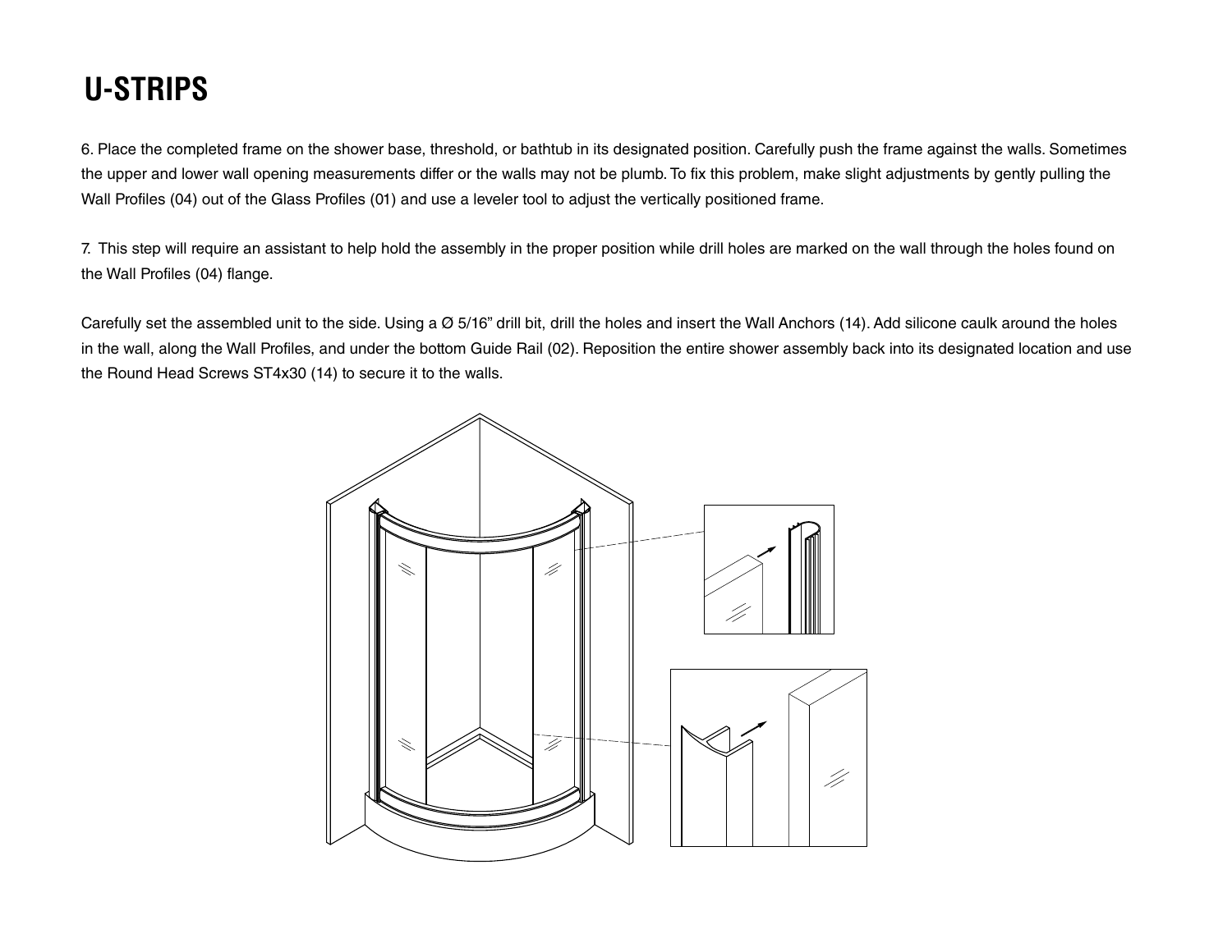# U-STRIPS

6. Place the completed frame on the shower base, threshold, or bathtub in its designated position. Carefully push the frame against the walls. Sometimes the upper and lower wall opening measurements differ or the walls may not be plumb. To fix this problem, make slight adjustments by gently pulling the Wall Profiles (04) out of the Glass Profiles (01) and use a leveler tool to adjust the vertically positioned frame.

7. This step will require an assistant to help hold the assembly in the proper position while drill holes are marked on the wall through the holes found on the Wall Profiles (04) flange.

Carefully set the assembled unit to the side. Using a Ø 5/16" drill bit, drill the holes and insert the Wall Anchors (14). Add silicone caulk around the holes in the wall, along the Wall Profiles, and under the bottom Guide Rail (02). Reposition the entire shower assembly back into its designated location and use the Round Head Screws ST4x30 (14) to secure it to the walls.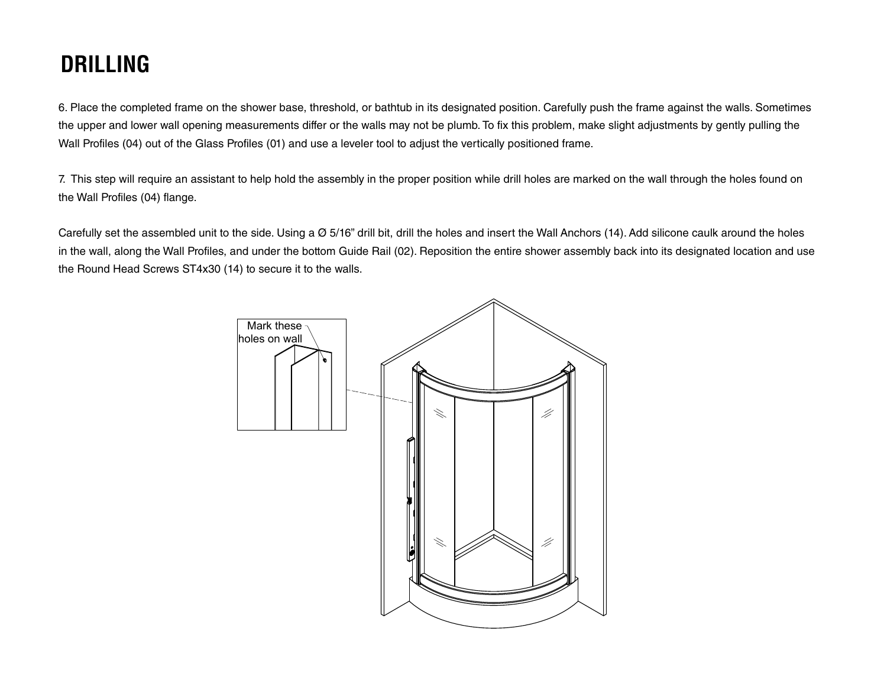# DRILLING

6. Place the completed frame on the shower base, threshold, or bathtub in its designated position. Carefully push the frame against the walls. Sometimes the upper and lower wall opening measurements differ or the walls may not be plumb. To fix this problem, make slight adjustments by gently pulling the Wall Profiles (04) out of the Glass Profiles (01) and use a leveler tool to adjust the vertically positioned frame.

7. This step will require an assistant to help hold the assembly in the proper position while drill holes are marked on the wall through the holes found on the Wall Profiles (04) flange.

Carefully set the assembled unit to the side. Using a Ø 5/16" drill bit, drill the holes and insert the Wall Anchors (14). Add silicone caulk around the holes in the wall, along the Wall Profiles, and under the bottom Guide Rail (02). Reposition the entire shower assembly back into its designated location and use the Round Head Screws ST4x30 (14) to secure it to the walls.

Mark these holes on wall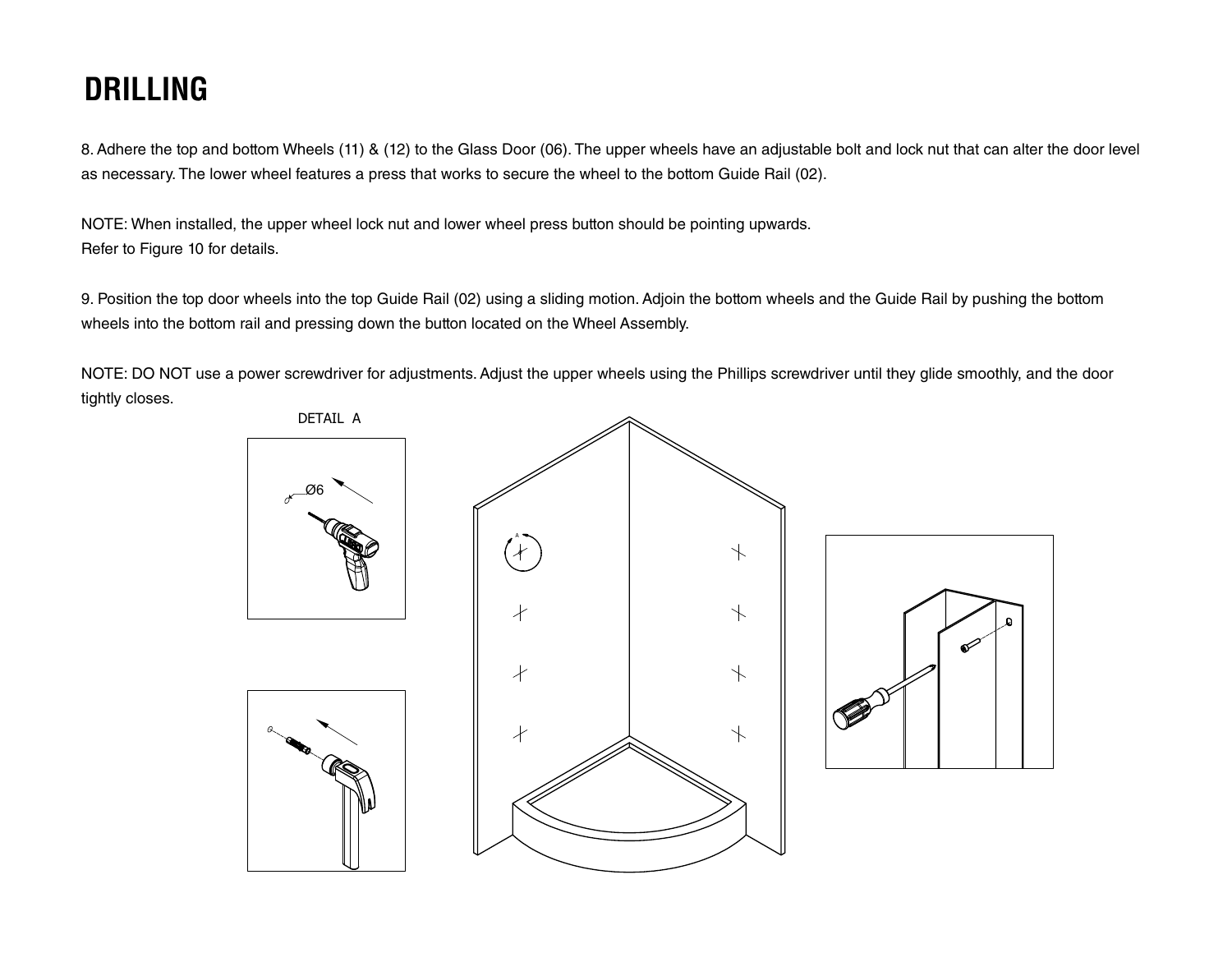# DRILLING

8. Adhere the top and bottom Wheels (11) & (12) to the Glass Door (06). The upper wheels have an adjustable bolt and lock nut that can alter the door level as necessary. The lower wheel features a press that works to secure the wheel to the bottom Guide Rail (02).

NOTE: When installed, the upper wheel lock nut and lower wheel press button should be pointing upwards.
Refer to Figure 10 for details.

9. Position the top door wheels into the top Guide Rail (02) using a sliding motion. Adjoin the bottom wheels and the Guide Rail by pushing the bottom wheels into the bottom rail and pressing down the button located on the Wheel Assembly.

NOTE: DO NOT use a power screwdriver for adjustments. Adjust the upper wheels using the Phillips screwdriver until they glide smoothly, and the door tightly closes.

DETAIL A

Ø6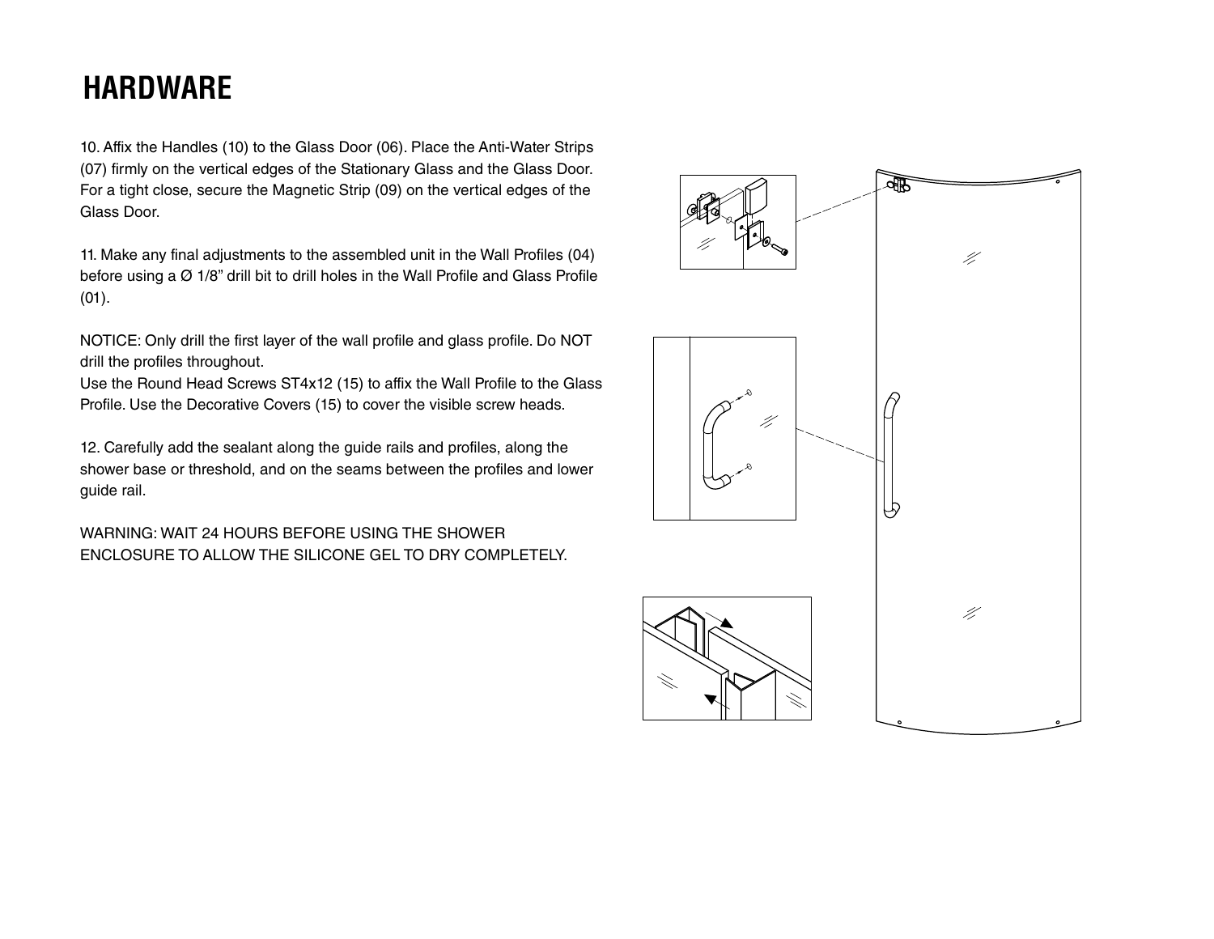# HARDWARE

10. Affix the Handles (10) to the Glass Door (06). Place the Anti-Water Strips (07) firmly on the vertical edges of the Stationary Glass and the Glass Door. For a tight close, secure the Magnetic Strip (09) on the vertical edges of the Glass Door.

11. Make any final adjustments to the assembled unit in the Wall Profiles (04) before using a Ø 1/8" drill bit to drill holes in the Wall Profile and Glass Profile (01).

NOTICE: Only drill the first layer of the wall profile and glass profile. Do NOT drill the profiles throughout.
Use the Round Head Screws ST4x12 (15) to affix the Wall Profile to the Glass Profile. Use the Decorative Covers (15) to cover the visible screw heads.

12. Carefully add the sealant along the guide rails and profiles, along the shower base or threshold, and on the seams between the profiles and lower guide rail.

WARNING: WAIT 24 HOURS BEFORE USING THE SHOWER ENCLOSURE TO ALLOW THE SILICONE GEL TO DRY COMPLETELY.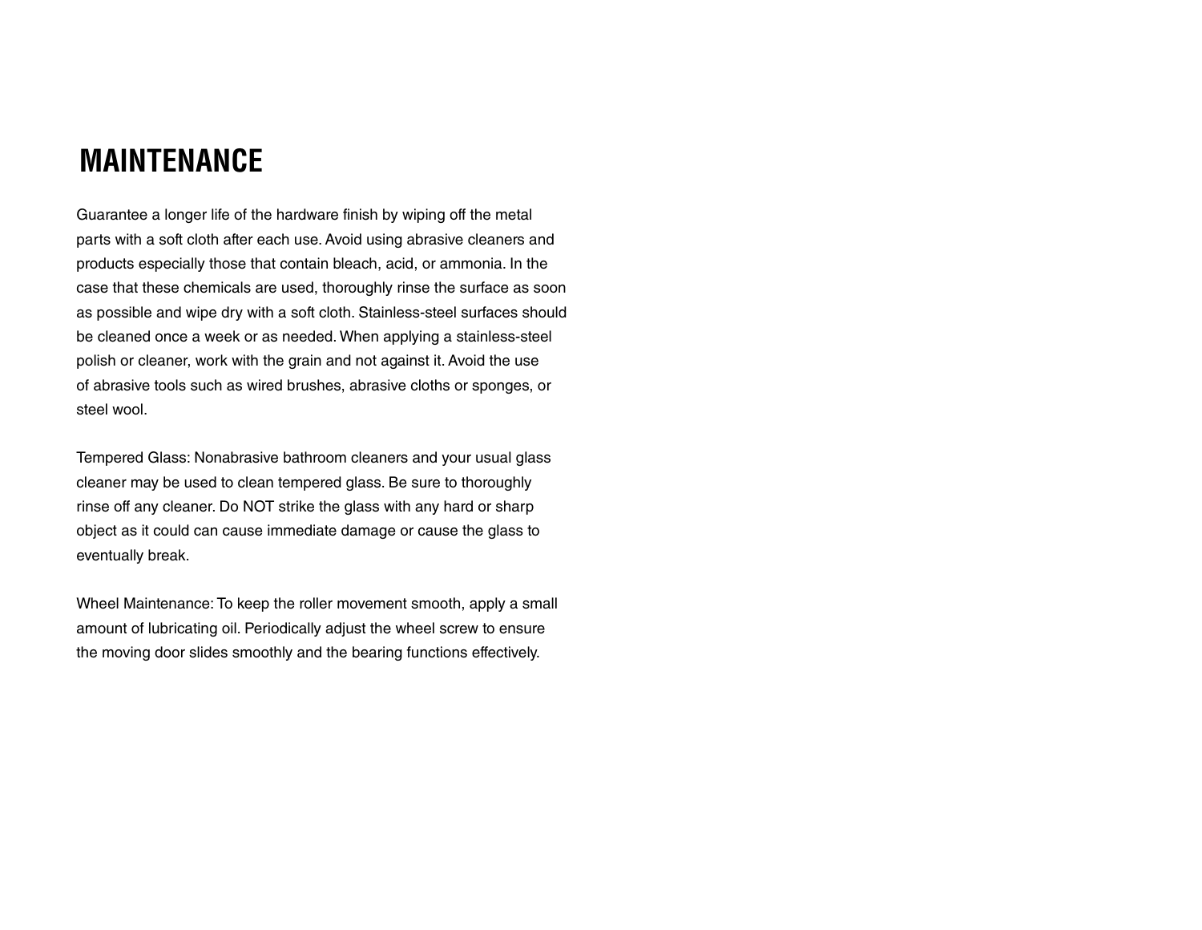# MAINTENANCE

Guarantee a longer life of the hardware finish by wiping off the metal parts with a soft cloth after each use. Avoid using abrasive cleaners and products especially those that contain bleach, acid, or ammonia. In the case that these chemicals are used, thoroughly rinse the surface as soon as possible and wipe dry with a soft cloth. Stainless-steel surfaces should be cleaned once a week or as needed. When applying a stainless-steel polish or cleaner, work with the grain and not against it. Avoid the use of abrasive tools such as wired brushes, abrasive cloths or sponges, or steel wool.

Tempered Glass: Nonabrasive bathroom cleaners and your usual glass cleaner may be used to clean tempered glass. Be sure to thoroughly rinse off any cleaner. Do NOT strike the glass with any hard or sharp object as it could can cause immediate damage or cause the glass to eventually break.

Wheel Maintenance: To keep the roller movement smooth, apply a small amount of lubricating oil. Periodically adjust the wheel screw to ensure the moving door slides smoothly and the bearing functions effectively.